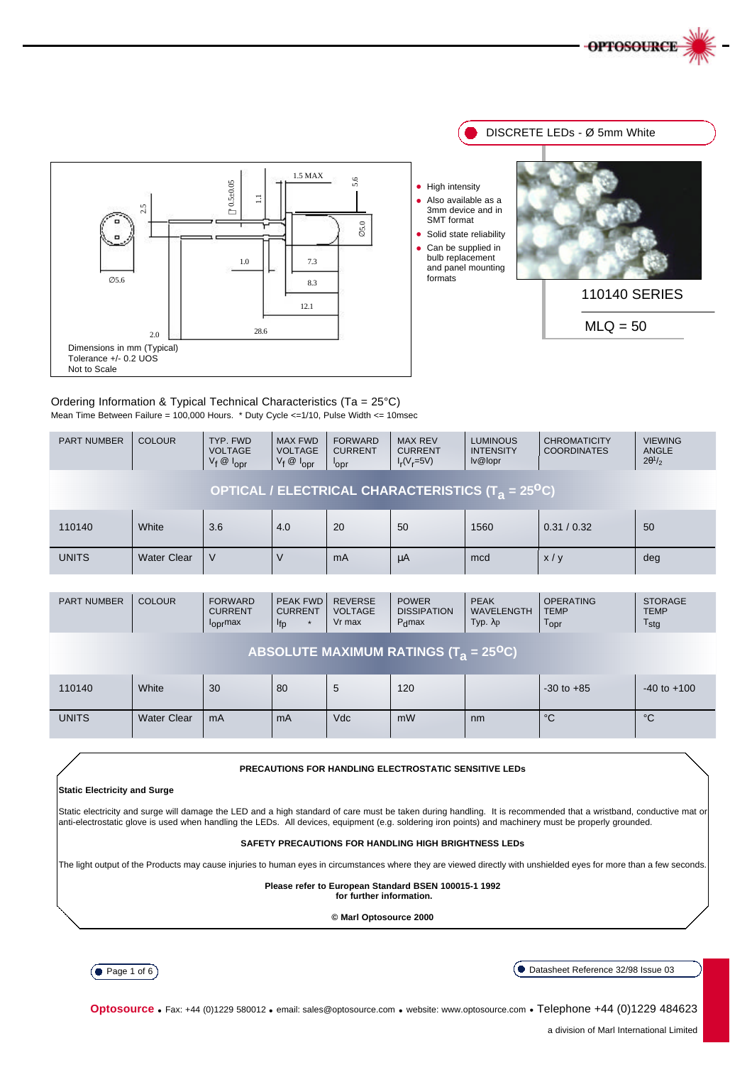# DISCRETE LEDs - Ø 5mm White

Dimensions in mm (Typical)
Tolerance +/- 0.2 UOS
Not to Scale

- High intensity
- Also available as a 3mm device and in SMT format
- Solid state reliability
- Can be supplied in bulb replacement and panel mounting formats

## 110140 SERIES

MLQ = 50

## Ordering Information & Typical Technical Characteristics (Ta = 25°C)

Mean Time Between Failure = 100,000 Hours. * Duty Cycle <=1/10, Pulse Width <= 10msec

### OPTICAL / ELECTRICAL CHARACTERISTICS ($T_a$ = 25$^O$C)

| PART NUMBER | COLOUR | TYP. FWD VOLTAGE $V_f$ @ $I_{opr}$ | MAX FWD VOLTAGE $V_f$ @ $I_{opr}$ | FORWARD CURRENT $I_{opr}$ | MAX REV CURRENT $I_r(V_r$=5V) | LUMINOUS INTENSITY Iv@Iopr | CHROMATICITY COORDINATES | VIEWING ANGLE $2\theta^1/_2$ |
|---|---|---|---|---|---|---|---|---|
| 110140 | White | 3.6 | 4.0 | 20 | 50 | 1560 | 0.31 / 0.32 | 50 |
| UNITS | Water Clear | V | V | mA | µA | mcd | x / y | deg |

### ABSOLUTE MAXIMUM RATINGS ($T_a$ = 25$^O$C)

| PART NUMBER | COLOUR | FORWARD CURRENT $I_{opr}$max | PEAK FWD CURRENT $I_{fp}$ * | REVERSE VOLTAGE Vr max | POWER DISSIPATION $P_d$max | PEAK WAVELENGTH Typ. $\lambda p$ | OPERATING TEMP $T_{opr}$ | STORAGE TEMP $T_{stg}$ |
|---|---|---|---|---|---|---|---|---|
| 110140 | White | 30 | 80 | 5 | 120 | | -30 to +85 | -40 to +100 |
| UNITS | Water Clear | mA | mA | Vdc | mW | nm | °C | °C |

**PRECAUTIONS FOR HANDLING ELECTROSTATIC SENSITIVE LEDs**

**Static Electricity and Surge**

Static electricity and surge will damage the LED and a high standard of care must be taken during handling. It is recommended that a wristband, conductive mat or anti-electrostatic glove is used when handling the LEDs. All devices, equipment (e.g. soldering iron points) and machinery must be properly grounded.

**SAFETY PRECAUTIONS FOR HANDLING HIGH BRIGHTNESS LEDs**

The light output of the Products may cause injuries to human eyes in circumstances where they are viewed directly with unshielded eyes for more than a few seconds.

**Please refer to European Standard BSEN 100015-1 1992 for further information.**

**© Marl Optosource 2000**

Datasheet Reference 32/98 Issue 03

**Optosource** • Fax: +44 (0)1229 580012 • email: sales@optosource.com • website: www.optosource.com • Telephone +44 (0)1229 484623

a division of Marl International Limited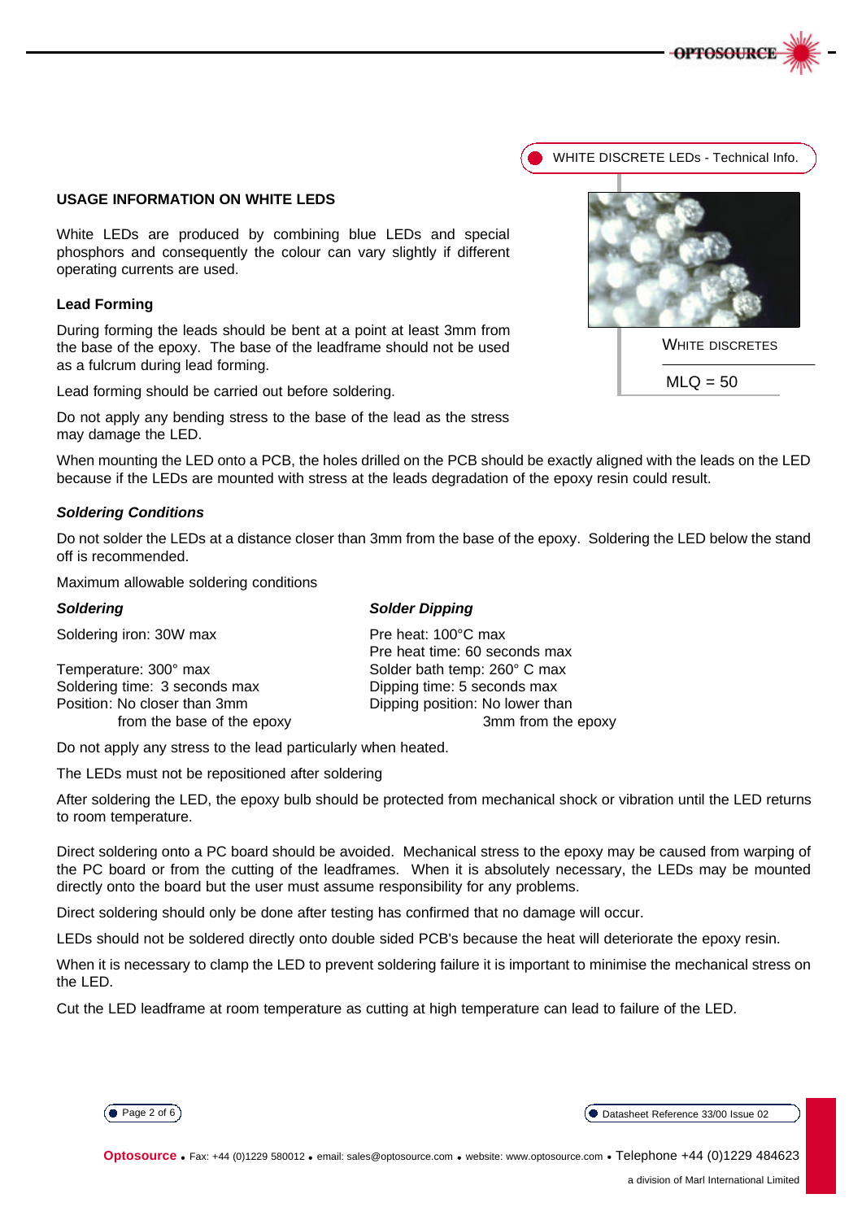WHITE DISCRETE LEDs - Technical Info.

WHITE DISCRETES

MLQ = 50

## USAGE INFORMATION ON WHITE LEDS

White LEDs are produced by combining blue LEDs and special phosphors and consequently the colour can vary slightly if different operating currents are used.

### Lead Forming

During forming the leads should be bent at a point at least 3mm from the base of the epoxy. The base of the leadframe should not be used as a fulcrum during lead forming.

Lead forming should be carried out before soldering.

Do not apply any bending stress to the base of the lead as the stress may damage the LED.

When mounting the LED onto a PCB, the holes drilled on the PCB should be exactly aligned with the leads on the LED because if the LEDs are mounted with stress at the leads degradation of the epoxy resin could result.

### *Soldering Conditions*

Do not solder the LEDs at a distance closer than 3mm from the base of the epoxy. Soldering the LED below the stand off is recommended.

Maximum allowable soldering conditions

| ***Soldering*** | ***Solder Dipping*** |
|---|---|
| Soldering iron: 30W max | Pre heat: 100°C max |
| | Pre heat time: 60 seconds max |
| Temperature: 300° max | Solder bath temp: 260° C max |
| Soldering time: 3 seconds max | Dipping time: 5 seconds max |
| Position: No closer than 3mm from the base of the epoxy | Dipping position: No lower than 3mm from the epoxy |

Do not apply any stress to the lead particularly when heated.

The LEDs must not be repositioned after soldering

After soldering the LED, the epoxy bulb should be protected from mechanical shock or vibration until the LED returns to room temperature.

Direct soldering onto a PC board should be avoided. Mechanical stress to the epoxy may be caused from warping of the PC board or from the cutting of the leadframes. When it is absolutely necessary, the LEDs may be mounted directly onto the board but the user must assume responsibility for any problems.

Direct soldering should only be done after testing has confirmed that no damage will occur.

LEDs should not be soldered directly onto double sided PCB's because the heat will deteriorate the epoxy resin.

When it is necessary to clamp the LED to prevent soldering failure it is important to minimise the mechanical stress on the LED.

Cut the LED leadframe at room temperature as cutting at high temperature can lead to failure of the LED.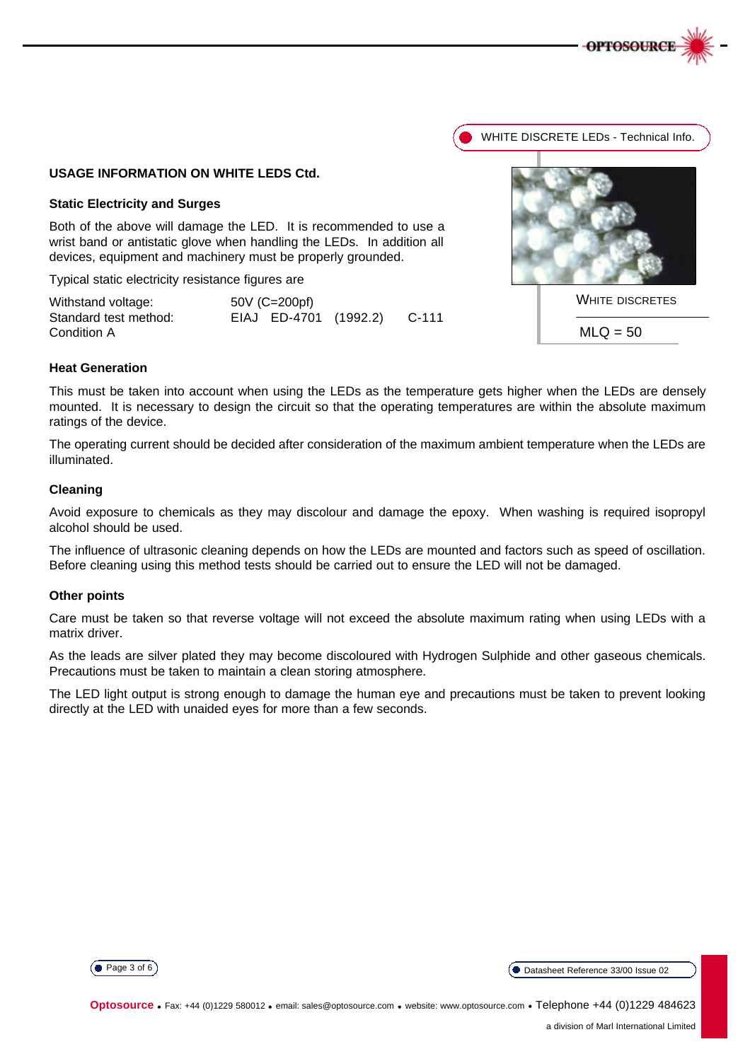WHITE DISCRETE LEDs - Technical Info.

WHITE DISCRETES

MLQ = 50

## USAGE INFORMATION ON WHITE LEDS Ctd.

### Static Electricity and Surges

Both of the above will damage the LED. It is recommended to use a wrist band or antistatic glove when handling the LEDs. In addition all devices, equipment and machinery must be properly grounded.

Typical static electricity resistance figures are

| | |
|---|---|
| Withstand voltage: | 50V (C=200pf) |
| Standard test method: | EIAJ ED-4701 (1992.2) C-111 |
| Condition A | |

### Heat Generation

This must be taken into account when using the LEDs as the temperature gets higher when the LEDs are densely mounted. It is necessary to design the circuit so that the operating temperatures are within the absolute maximum ratings of the device.

The operating current should be decided after consideration of the maximum ambient temperature when the LEDs are illuminated.

### Cleaning

Avoid exposure to chemicals as they may discolour and damage the epoxy. When washing is required isopropyl alcohol should be used.

The influence of ultrasonic cleaning depends on how the LEDs are mounted and factors such as speed of oscillation. Before cleaning using this method tests should be carried out to ensure the LED will not be damaged.

### Other points

Care must be taken so that reverse voltage will not exceed the absolute maximum rating when using LEDs with a matrix driver.

As the leads are silver plated they may become discoloured with Hydrogen Sulphide and other gaseous chemicals. Precautions must be taken to maintain a clean storing atmosphere.

The LED light output is strong enough to damage the human eye and precautions must be taken to prevent looking directly at the LED with unaided eyes for more than a few seconds.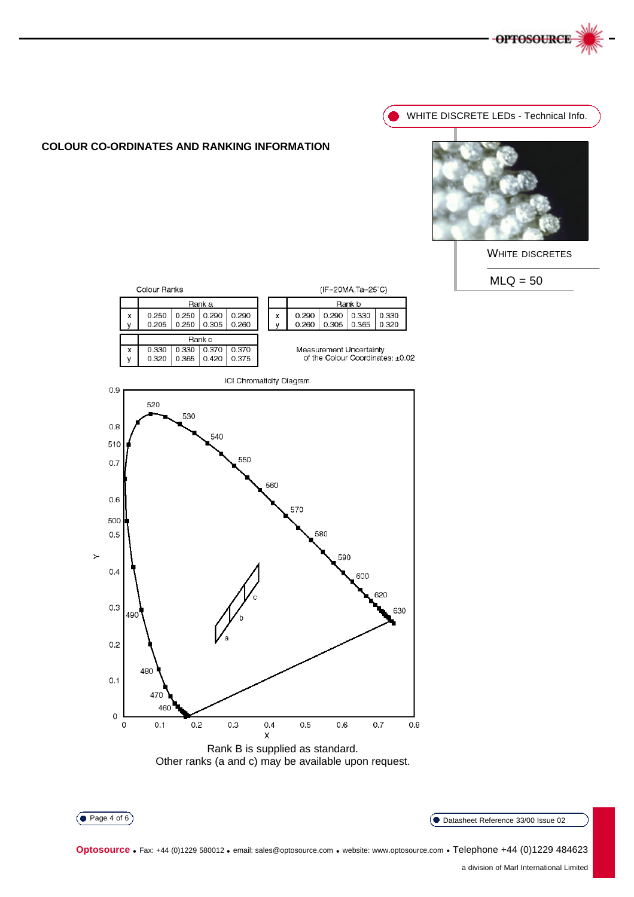WHITE DISCRETE LEDs - Technical Info.

## COLOUR CO-ORDINATES AND RANKING INFORMATION

WHITE DISCRETES

MLQ = 50

Colour Ranks (IF=20MA,Ta=25˚C)

| | Rank a | | | |
|---|---|---|---|---|
| x | 0.250 | 0.250 | 0.290 | 0.290 |
| y | 0.205 | 0.250 | 0.305 | 0.260 |

| | Rank b | | | |
|---|---|---|---|---|
| x | 0.290 | 0.290 | 0.330 | 0.330 |
| y | 0.260 | 0.305 | 0.365 | 0.320 |

| | Rank c | | | |
|---|---|---|---|---|
| x | 0.330 | 0.330 | 0.370 | 0.370 |
| y | 0.320 | 0.365 | 0.420 | 0.375 |

Measurement Uncertainty of the Colour Coordinates: ±0.02

ICI Chromaticity Diagram

Rank B is supplied as standard.
Other ranks (a and c) may be available upon request.

Datasheet Reference 33/00 Issue 02

**Optosource** • Fax: +44 (0)1229 580012 • email: sales@optosource.com • website: www.optosource.com • Telephone +44 (0)1229 484623

a division of Marl International Limited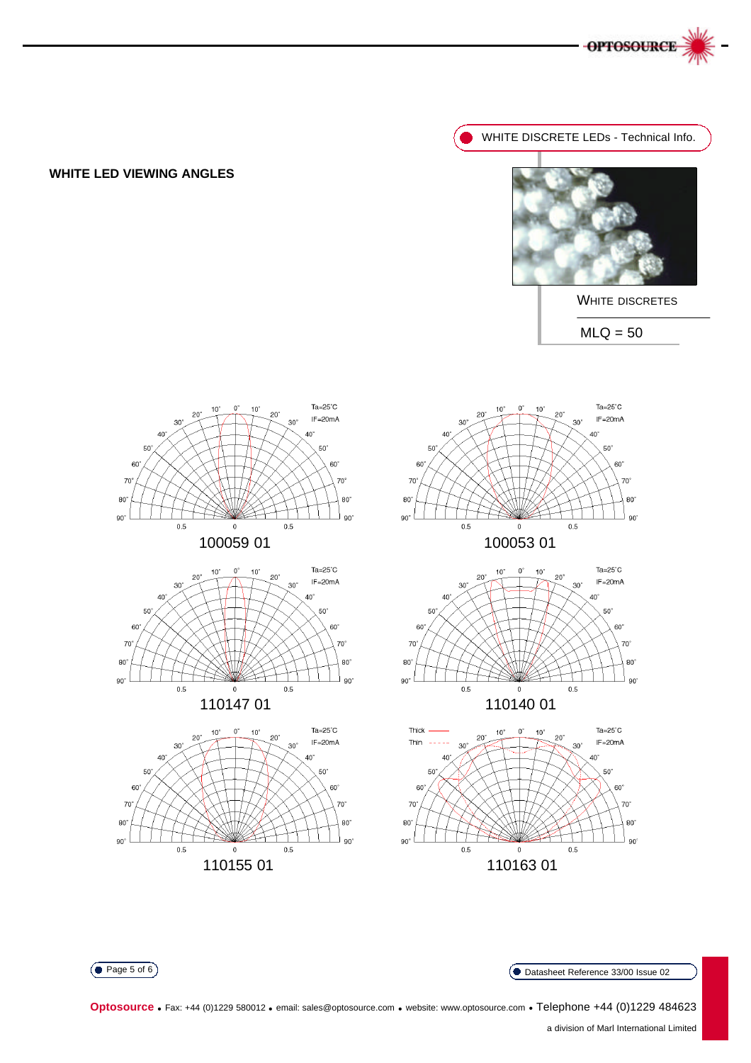WHITE DISCRETE LEDs - Technical Info.

## WHITE LED VIEWING ANGLES

WHITE DISCRETES

MLQ = 50

Ta=25°C
IF=20mA

100059 01

Ta=25°C
IF=20mA

100053 01

Ta=25°C
IF=20mA

110147 01

Ta=25°C
IF=20mA

110140 01

Ta=25°C
IF=20mA

110155 01

Thick
Thin

Ta=25°C
IF=20mA

110163 01

Datasheet Reference 33/00 Issue 02

**Optosource** • Fax: +44 (0)1229 580012 • email: sales@optosource.com • website: www.optosource.com • Telephone +44 (0)1229 484623

a division of Marl International Limited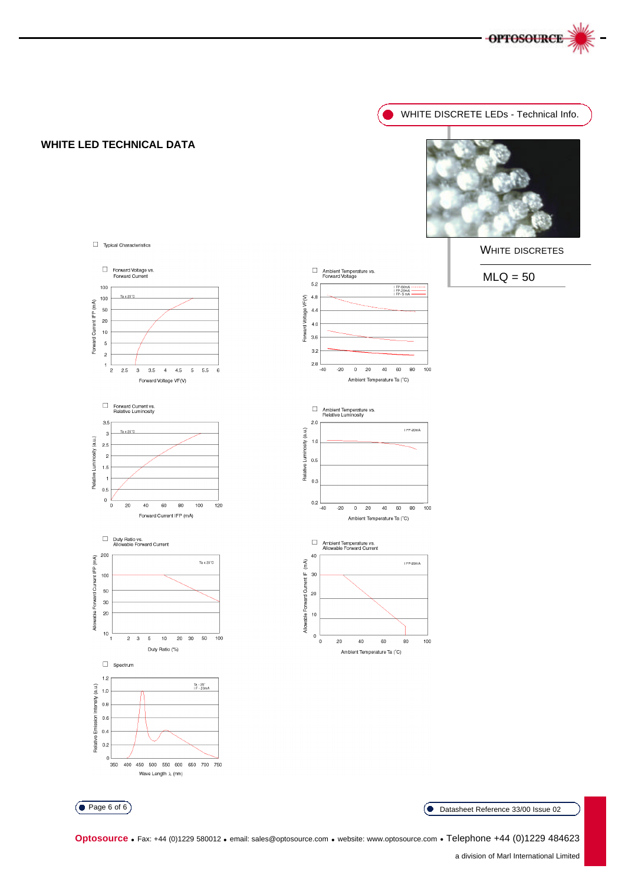# WHITE DISCRETE LEDs - Technical Info.

## WHITE LED TECHNICAL DATA

WHITE DISCRETES

MLQ = 50

Typical Characteristics

Forward Voltage vs. Forward Current

Ta = 25°C

Forward Current IFP (mA)

100, 100, 50, 20, 10, 5, 2, 1

Forward Voltage VF(V)

2, 2.5, 3, 3.5, 4, 4.5, 5, 5.5, 6

Ambient Temperature vs. Forward Voltage

IFP-60mA

IFP-20mA

IFP-5 mA

Forward Voltage VF(V)

5.2, 4.8, 4.4, 4.0, 3.6, 3.2, 2.8

Ambient Temperature Ta (°C)

-40, -20, 0, 20, 40, 60, 80, 100

Forward Current vs. Relative Luminosity

Ta = 25°C

Relative Luminosity (a.u.)

3.5, 3, 2.5, 2, 1.5, 1, 0.5, 0

Forward Current IFP (mA)

0, 20, 40, 60, 80, 100, 120

Ambient Temperature vs. Relative Luminosity

IFP-20mA

Relative Luminosity (a.u.)

2.0, 1.0, 0.5, 0.3, 0.2

Ambient Temperature Ta (°C)

-40, -20, 0, 20, 40, 60, 80, 100

Duty Ratio vs. Allowable Forward Current

Ta = 25°C

Allowable Forward Current IFP (mA)

200, 100, 50, 30, 20, 10

Duty Ratio (%)

1, 2, 3, 5, 10, 20, 30, 50, 100

Ambient Temperature vs. Allowable Forward Current

IFP-20mA

Allowable Forward Current IF (mA)

40, 30, 20, 10, 0

Ambient Temperature Ta (°C)

0, 20, 40, 60, 80, 100

Spectrum

Ta - 25°

IF - 20mA

Relative Emission Intensity (a.u)

1.2, 1.0, 0.8, 0.6, 0.4, 0.2, 0

Wave Length λ (nm)

350, 400, 450, 500, 550, 600, 650, 700, 750

Datasheet Reference 33/00 Issue 02

**Optosource** • Fax: +44 (0)1229 580012 • email: sales@optosource.com • website: www.optosource.com • Telephone +44 (0)1229 484623

a division of Marl International Limited